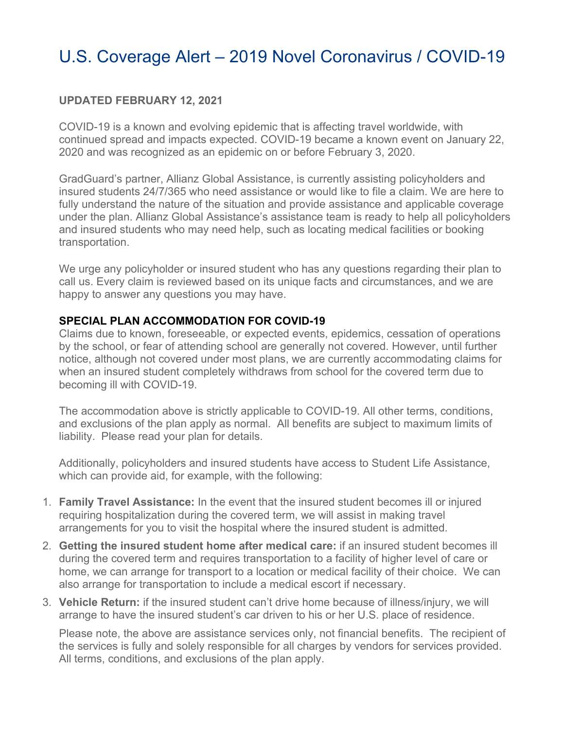# U.S. Coverage Alert – 2019 Novel Coronavirus / COVID-19

**UPDATED FEBRUARY 12, 2021**

COVID-19 is a known and evolving epidemic that is affecting travel worldwide, with continued spread and impacts expected. COVID-19 became a known event on January 22, 2020 and was recognized as an epidemic on or before February 3, 2020.

GradGuard's partner, Allianz Global Assistance, is currently assisting policyholders and insured students 24/7/365 who need assistance or would like to file a claim. We are here to fully understand the nature of the situation and provide assistance and applicable coverage under the plan. Allianz Global Assistance's assistance team is ready to help all policyholders and insured students who may need help, such as locating medical facilities or booking transportation.

We urge any policyholder or insured student who has any questions regarding their plan to call us. Every claim is reviewed based on its unique facts and circumstances, and we are happy to answer any questions you may have.

**SPECIAL PLAN ACCOMMODATION FOR COVID-19**

Claims due to known, foreseeable, or expected events, epidemics, cessation of operations by the school, or fear of attending school are generally not covered. However, until further notice, although not covered under most plans, we are currently accommodating claims for when an insured student completely withdraws from school for the covered term due to becoming ill with COVID-19.

The accommodation above is strictly applicable to COVID-19. All other terms, conditions, and exclusions of the plan apply as normal. All benefits are subject to maximum limits of liability. Please read your plan for details.

Additionally, policyholders and insured students have access to Student Life Assistance, which can provide aid, for example, with the following:

1. **Family Travel Assistance:** In the event that the insured student becomes ill or injured requiring hospitalization during the covered term, we will assist in making travel arrangements for you to visit the hospital where the insured student is admitted.
2. **Getting the insured student home after medical care:** if an insured student becomes ill during the covered term and requires transportation to a facility of higher level of care or home, we can arrange for transport to a location or medical facility of their choice. We can also arrange for transportation to include a medical escort if necessary.
3. **Vehicle Return:** if the insured student can't drive home because of illness/injury, we will arrange to have the insured student's car driven to his or her U.S. place of residence.

Please note, the above are assistance services only, not financial benefits. The recipient of the services is fully and solely responsible for all charges by vendors for services provided. All terms, conditions, and exclusions of the plan apply.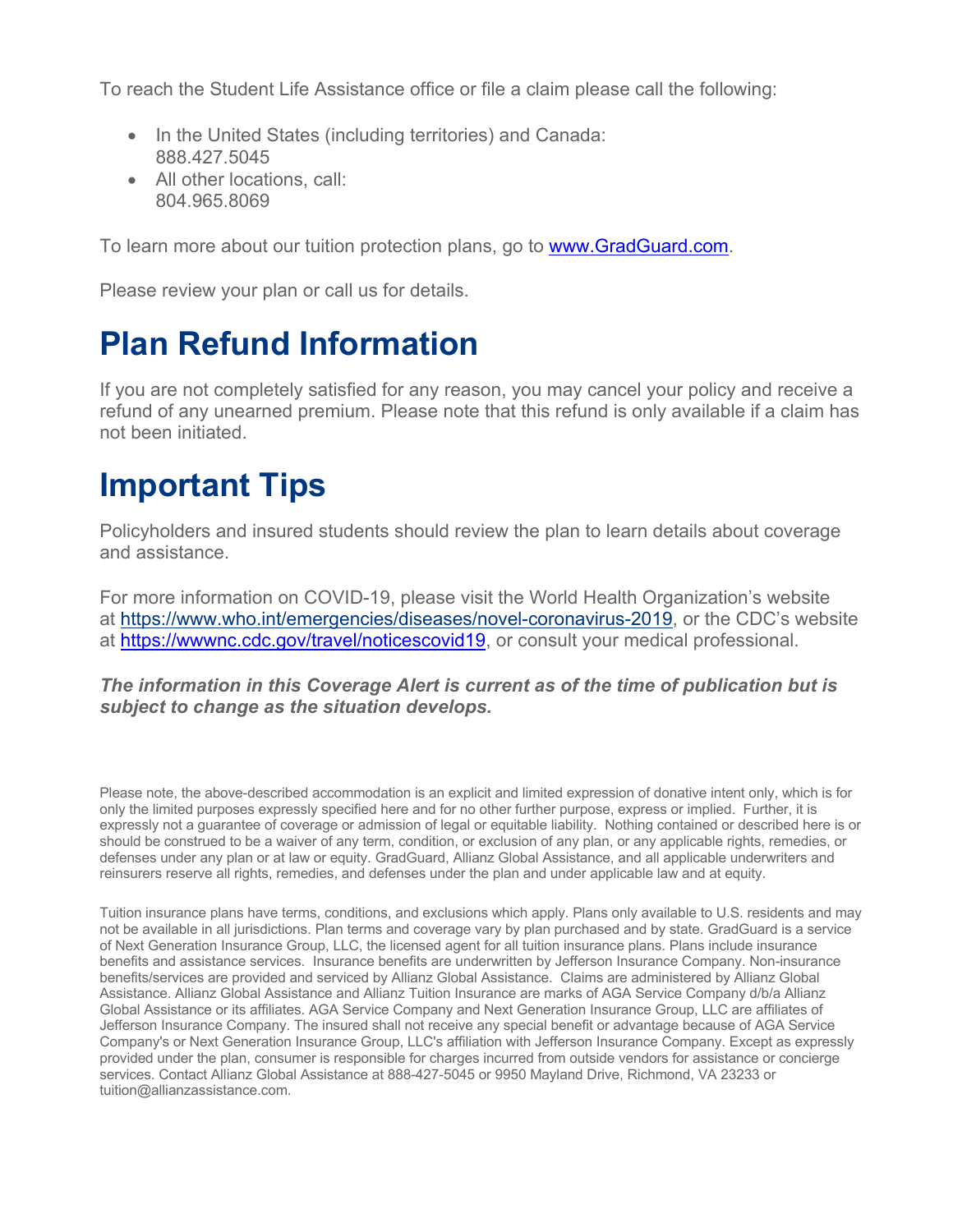To reach the Student Life Assistance office or file a claim please call the following:

- In the United States (including territories) and Canada: 888.427.5045
- All other locations, call: 804.965.8069

To learn more about our tuition protection plans, go to [www.GradGuard.com](http://www.GradGuard.com).

Please review your plan or call us for details.

# Plan Refund Information

If you are not completely satisfied for any reason, you may cancel your policy and receive a refund of any unearned premium. Please note that this refund is only available if a claim has not been initiated.

# Important Tips

Policyholders and insured students should review the plan to learn details about coverage and assistance.

For more information on COVID-19, please visit the World Health Organization's website at https://www.who.int/emergencies/diseases/novel-coronavirus-2019, or the CDC's website at https://wwwnc.cdc.gov/travel/noticescovid19, or consult your medical professional.

***The information in this Coverage Alert is current as of the time of publication but is subject to change as the situation develops.***

Please note, the above-described accommodation is an explicit and limited expression of donative intent only, which is for only the limited purposes expressly specified here and for no other further purpose, express or implied. Further, it is expressly not a guarantee of coverage or admission of legal or equitable liability. Nothing contained or described here is or should be construed to be a waiver of any term, condition, or exclusion of any plan, or any applicable rights, remedies, or defenses under any plan or at law or equity. GradGuard, Allianz Global Assistance, and all applicable underwriters and reinsurers reserve all rights, remedies, and defenses under the plan and under applicable law and at equity.

Tuition insurance plans have terms, conditions, and exclusions which apply. Plans only available to U.S. residents and may not be available in all jurisdictions. Plan terms and coverage vary by plan purchased and by state. GradGuard is a service of Next Generation Insurance Group, LLC, the licensed agent for all tuition insurance plans. Plans include insurance benefits and assistance services. Insurance benefits are underwritten by Jefferson Insurance Company. Non-insurance benefits/services are provided and serviced by Allianz Global Assistance. Claims are administered by Allianz Global Assistance. Allianz Global Assistance and Allianz Tuition Insurance are marks of AGA Service Company d/b/a Allianz Global Assistance or its affiliates. AGA Service Company and Next Generation Insurance Group, LLC are affiliates of Jefferson Insurance Company. The insured shall not receive any special benefit or advantage because of AGA Service Company's or Next Generation Insurance Group, LLC's affiliation with Jefferson Insurance Company. Except as expressly provided under the plan, consumer is responsible for charges incurred from outside vendors for assistance or concierge services. Contact Allianz Global Assistance at 888-427-5045 or 9950 Mayland Drive, Richmond, VA 23233 or tuition@allianzassistance.com.